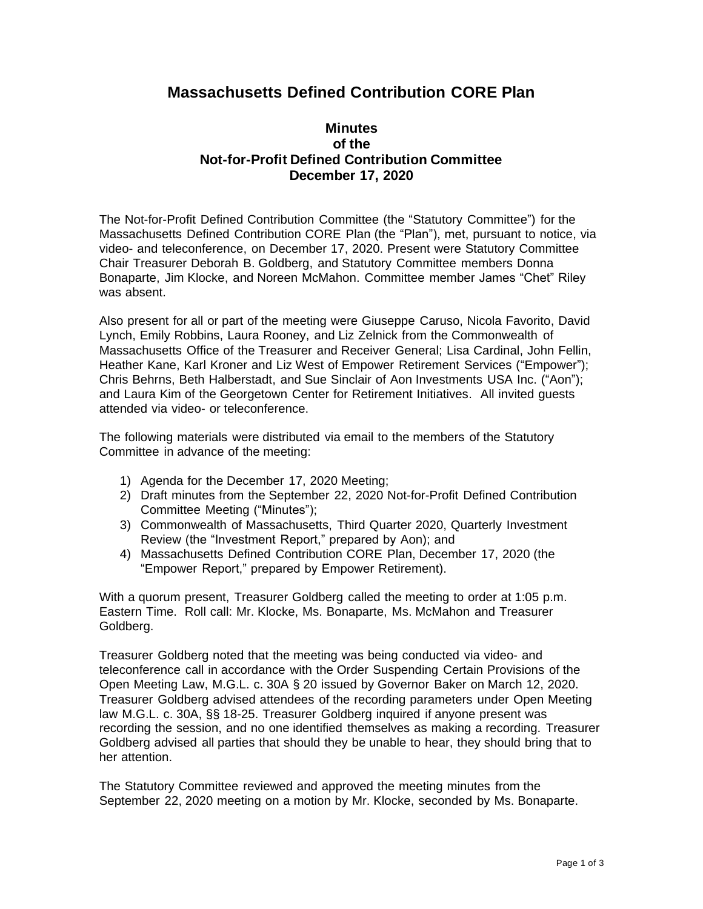# Massachusetts Defined Contribution CORE Plan

## Minutes of the Not-for-Profit Defined Contribution Committee December 17, 2020

The Not-for-Profit Defined Contribution Committee (the "Statutory Committee") for the Massachusetts Defined Contribution CORE Plan (the "Plan"), met, pursuant to notice, via video- and teleconference, on December 17, 2020. Present were Statutory Committee Chair Treasurer Deborah B. Goldberg, and Statutory Committee members Donna Bonaparte, Jim Klocke, and Noreen McMahon. Committee member James "Chet" Riley was absent.

Also present for all or part of the meeting were Giuseppe Caruso, Nicola Favorito, David Lynch, Emily Robbins, Laura Rooney, and Liz Zelnick from the Commonwealth of Massachusetts Office of the Treasurer and Receiver General; Lisa Cardinal, John Fellin, Heather Kane, Karl Kroner and Liz West of Empower Retirement Services ("Empower"); Chris Behrns, Beth Halberstadt, and Sue Sinclair of Aon Investments USA Inc. ("Aon"); and Laura Kim of the Georgetown Center for Retirement Initiatives. All invited guests attended via video- or teleconference.

The following materials were distributed via email to the members of the Statutory Committee in advance of the meeting:

1) Agenda for the December 17, 2020 Meeting;
2) Draft minutes from the September 22, 2020 Not-for-Profit Defined Contribution Committee Meeting ("Minutes");
3) Commonwealth of Massachusetts, Third Quarter 2020, Quarterly Investment Review (the "Investment Report," prepared by Aon); and
4) Massachusetts Defined Contribution CORE Plan, December 17, 2020 (the "Empower Report," prepared by Empower Retirement).

With a quorum present, Treasurer Goldberg called the meeting to order at 1:05 p.m. Eastern Time. Roll call: Mr. Klocke, Ms. Bonaparte, Ms. McMahon and Treasurer Goldberg.

Treasurer Goldberg noted that the meeting was being conducted via video- and teleconference call in accordance with the Order Suspending Certain Provisions of the Open Meeting Law, M.G.L. c. 30A § 20 issued by Governor Baker on March 12, 2020. Treasurer Goldberg advised attendees of the recording parameters under Open Meeting law M.G.L. c. 30A, §§ 18-25. Treasurer Goldberg inquired if anyone present was recording the session, and no one identified themselves as making a recording. Treasurer Goldberg advised all parties that should they be unable to hear, they should bring that to her attention.

The Statutory Committee reviewed and approved the meeting minutes from the September 22, 2020 meeting on a motion by Mr. Klocke, seconded by Ms. Bonaparte.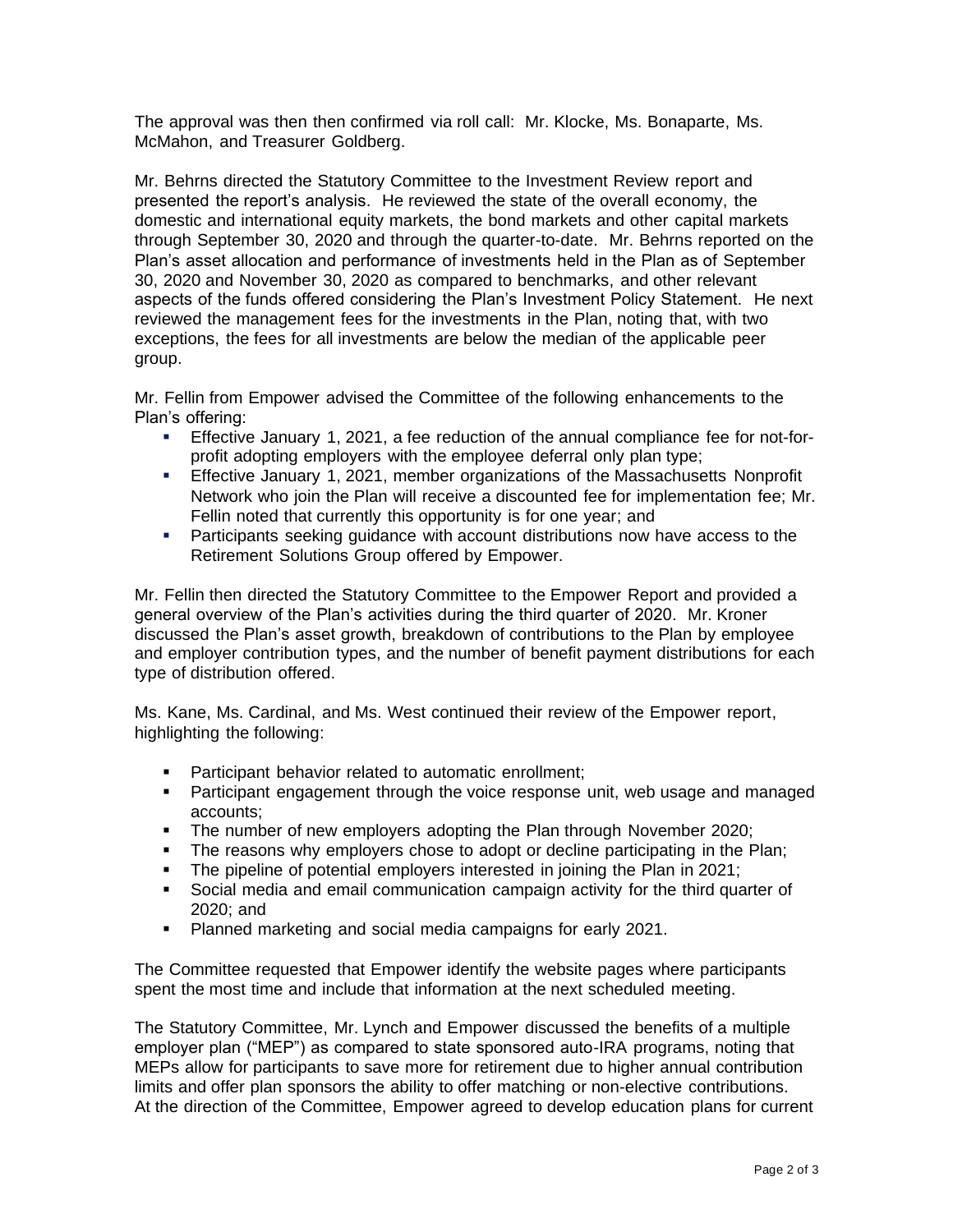The approval was then then confirmed via roll call: Mr. Klocke, Ms. Bonaparte, Ms. McMahon, and Treasurer Goldberg.

Mr. Behrns directed the Statutory Committee to the Investment Review report and presented the report's analysis. He reviewed the state of the overall economy, the domestic and international equity markets, the bond markets and other capital markets through September 30, 2020 and through the quarter-to-date. Mr. Behrns reported on the Plan's asset allocation and performance of investments held in the Plan as of September 30, 2020 and November 30, 2020 as compared to benchmarks, and other relevant aspects of the funds offered considering the Plan's Investment Policy Statement. He next reviewed the management fees for the investments in the Plan, noting that, with two exceptions, the fees for all investments are below the median of the applicable peer group.

Mr. Fellin from Empower advised the Committee of the following enhancements to the Plan's offering:

- Effective January 1, 2021, a fee reduction of the annual compliance fee for not-for-profit adopting employers with the employee deferral only plan type;
- Effective January 1, 2021, member organizations of the Massachusetts Nonprofit Network who join the Plan will receive a discounted fee for implementation fee; Mr. Fellin noted that currently this opportunity is for one year; and
- Participants seeking guidance with account distributions now have access to the Retirement Solutions Group offered by Empower.

Mr. Fellin then directed the Statutory Committee to the Empower Report and provided a general overview of the Plan's activities during the third quarter of 2020. Mr. Kroner discussed the Plan's asset growth, breakdown of contributions to the Plan by employee and employer contribution types, and the number of benefit payment distributions for each type of distribution offered.

Ms. Kane, Ms. Cardinal, and Ms. West continued their review of the Empower report, highlighting the following:

- Participant behavior related to automatic enrollment;
- Participant engagement through the voice response unit, web usage and managed accounts;
- The number of new employers adopting the Plan through November 2020;
- The reasons why employers chose to adopt or decline participating in the Plan;
- The pipeline of potential employers interested in joining the Plan in 2021;
- Social media and email communication campaign activity for the third quarter of 2020; and
- Planned marketing and social media campaigns for early 2021.

The Committee requested that Empower identify the website pages where participants spent the most time and include that information at the next scheduled meeting.

The Statutory Committee, Mr. Lynch and Empower discussed the benefits of a multiple employer plan ("MEP") as compared to state sponsored auto-IRA programs, noting that MEPs allow for participants to save more for retirement due to higher annual contribution limits and offer plan sponsors the ability to offer matching or non-elective contributions. At the direction of the Committee, Empower agreed to develop education plans for current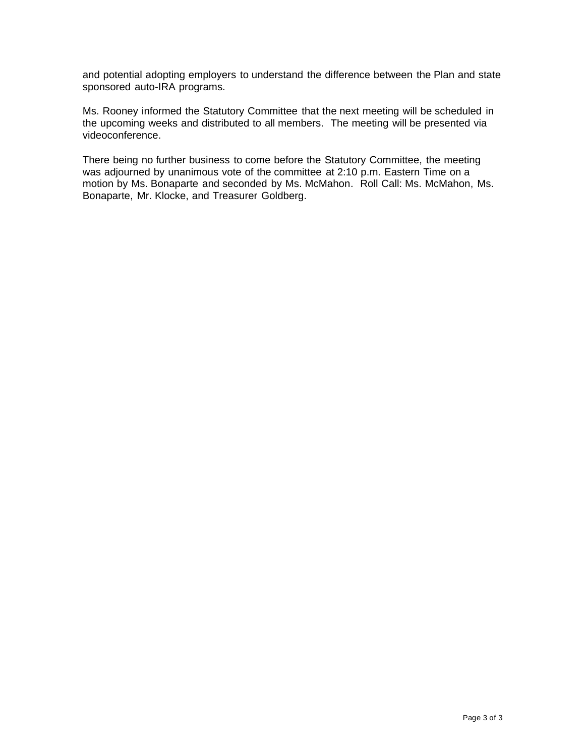and potential adopting employers to understand the difference between the Plan and state sponsored auto-IRA programs.

Ms. Rooney informed the Statutory Committee that the next meeting will be scheduled in the upcoming weeks and distributed to all members. The meeting will be presented via videoconference.

There being no further business to come before the Statutory Committee, the meeting was adjourned by unanimous vote of the committee at 2:10 p.m. Eastern Time on a motion by Ms. Bonaparte and seconded by Ms. McMahon. Roll Call: Ms. McMahon, Ms. Bonaparte, Mr. Klocke, and Treasurer Goldberg.